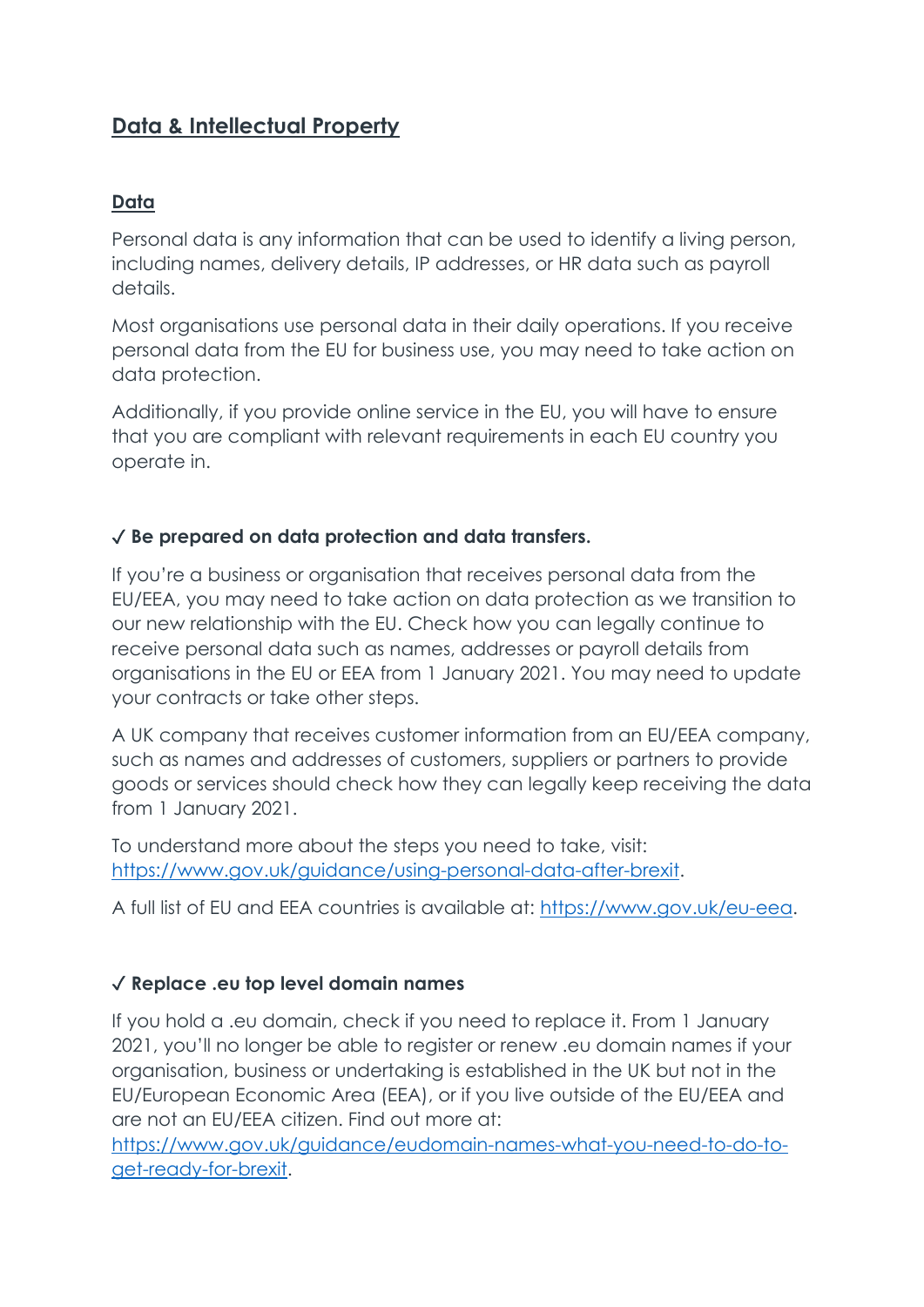# Data & Intellectual Property

## Data

Personal data is any information that can be used to identify a living person, including names, delivery details, IP addresses, or HR data such as payroll details.

Most organisations use personal data in their daily operations. If you receive personal data from the EU for business use, you may need to take action on data protection.

Additionally, if you provide online service in the EU, you will have to ensure that you are compliant with relevant requirements in each EU country you operate in.

### ✓ Be prepared on data protection and data transfers.

If you're a business or organisation that receives personal data from the EU/EEA, you may need to take action on data protection as we transition to our new relationship with the EU. Check how you can legally continue to receive personal data such as names, addresses or payroll details from organisations in the EU or EEA from 1 January 2021. You may need to update your contracts or take other steps.

A UK company that receives customer information from an EU/EEA company, such as names and addresses of customers, suppliers or partners to provide goods or services should check how they can legally keep receiving the data from 1 January 2021.

To understand more about the steps you need to take, visit: [https://www.gov.uk/guidance/using-personal-data-after-brexit](https://www.gov.uk/guidance/using-personal-data-after-brexit).

A full list of EU and EEA countries is available at: [https://www.gov.uk/eu-eea](https://www.gov.uk/eu-eea).

### ✓ Replace .eu top level domain names

If you hold a .eu domain, check if you need to replace it. From 1 January 2021, you'll no longer be able to register or renew .eu domain names if your organisation, business or undertaking is established in the UK but not in the EU/European Economic Area (EEA), or if you live outside of the EU/EEA and are not an EU/EEA citizen. Find out more at: [https://www.gov.uk/guidance/eudomain-names-what-you-need-to-do-to-get-ready-for-brexit](https://www.gov.uk/guidance/eudomain-names-what-you-need-to-do-to-get-ready-for-brexit).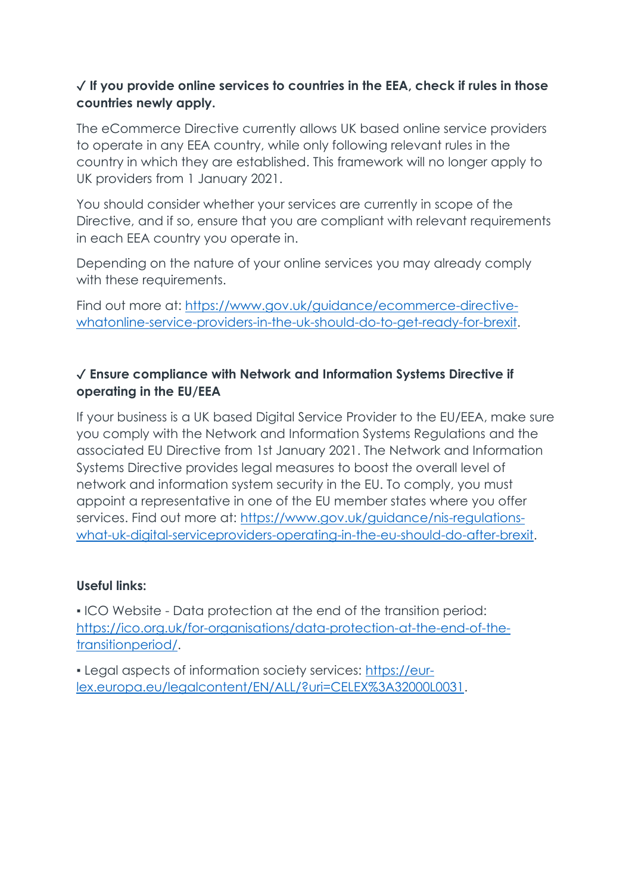✓ **If you provide online services to countries in the EEA, check if rules in those countries newly apply.**

The eCommerce Directive currently allows UK based online service providers to operate in any EEA country, while only following relevant rules in the country in which they are established. This framework will no longer apply to UK providers from 1 January 2021.

You should consider whether your services are currently in scope of the Directive, and if so, ensure that you are compliant with relevant requirements in each EEA country you operate in.

Depending on the nature of your online services you may already comply with these requirements.

Find out more at: [https://www.gov.uk/guidance/ecommerce-directive-whatonline-service-providers-in-the-uk-should-do-to-get-ready-for-brexit](https://www.gov.uk/guidance/ecommerce-directive-whatonline-service-providers-in-the-uk-should-do-to-get-ready-for-brexit).

✓ **Ensure compliance with Network and Information Systems Directive if operating in the EU/EEA**

If your business is a UK based Digital Service Provider to the EU/EEA, make sure you comply with the Network and Information Systems Regulations and the associated EU Directive from 1st January 2021. The Network and Information Systems Directive provides legal measures to boost the overall level of network and information system security in the EU. To comply, you must appoint a representative in one of the EU member states where you offer services. Find out more at: [https://www.gov.uk/guidance/nis-regulations-what-uk-digital-serviceproviders-operating-in-the-eu-should-do-after-brexit](https://www.gov.uk/guidance/nis-regulations-what-uk-digital-serviceproviders-operating-in-the-eu-should-do-after-brexit).

**Useful links:**

- ICO Website - Data protection at the end of the transition period: [https://ico.org.uk/for-organisations/data-protection-at-the-end-of-the-transitionperiod/](https://ico.org.uk/for-organisations/data-protection-at-the-end-of-the-transitionperiod/).
- Legal aspects of information society services: [https://eur-lex.europa.eu/legalcontent/EN/ALL/?uri=CELEX%3A32000L0031](https://eur-lex.europa.eu/legalcontent/EN/ALL/?uri=CELEX%3A32000L0031).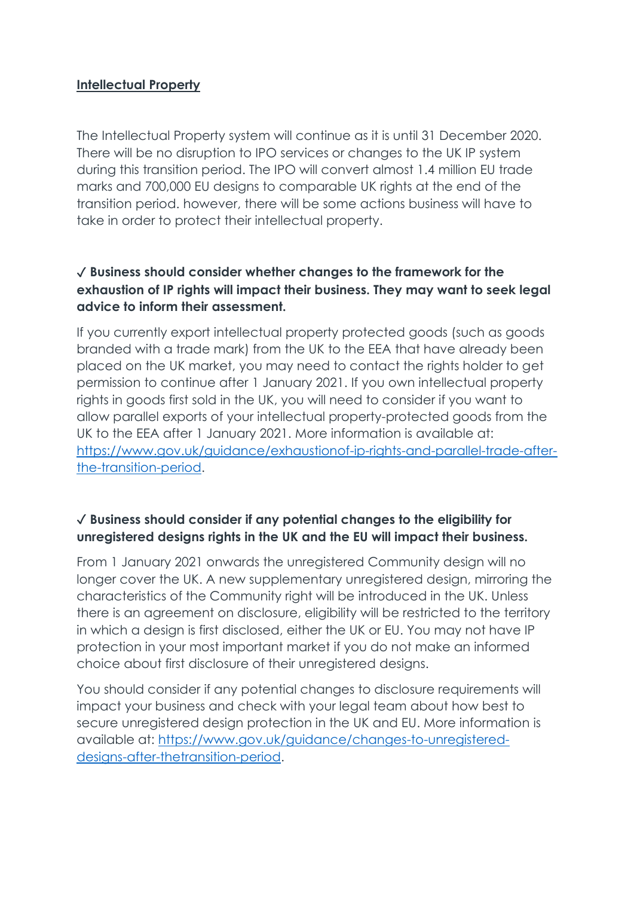**Intellectual Property**

The Intellectual Property system will continue as it is until 31 December 2020. There will be no disruption to IPO services or changes to the UK IP system during this transition period. The IPO will convert almost 1.4 million EU trade marks and 700,000 EU designs to comparable UK rights at the end of the transition period. however, there will be some actions business will have to take in order to protect their intellectual property.

**✓ Business should consider whether changes to the framework for the exhaustion of IP rights will impact their business. They may want to seek legal advice to inform their assessment.**

If you currently export intellectual property protected goods (such as goods branded with a trade mark) from the UK to the EEA that have already been placed on the UK market, you may need to contact the rights holder to get permission to continue after 1 January 2021. If you own intellectual property rights in goods first sold in the UK, you will need to consider if you want to allow parallel exports of your intellectual property-protected goods from the UK to the EEA after 1 January 2021. More information is available at: [https://www.gov.uk/guidance/exhaustionof-ip-rights-and-parallel-trade-after-the-transition-period](https://www.gov.uk/guidance/exhaustionof-ip-rights-and-parallel-trade-after-the-transition-period).

**✓ Business should consider if any potential changes to the eligibility for unregistered designs rights in the UK and the EU will impact their business.**

From 1 January 2021 onwards the unregistered Community design will no longer cover the UK. A new supplementary unregistered design, mirroring the characteristics of the Community right will be introduced in the UK. Unless there is an agreement on disclosure, eligibility will be restricted to the territory in which a design is first disclosed, either the UK or EU. You may not have IP protection in your most important market if you do not make an informed choice about first disclosure of their unregistered designs.

You should consider if any potential changes to disclosure requirements will impact your business and check with your legal team about how best to secure unregistered design protection in the UK and EU. More information is available at: [https://www.gov.uk/guidance/changes-to-unregistered-designs-after-thetransition-period](https://www.gov.uk/guidance/changes-to-unregistered-designs-after-thetransition-period).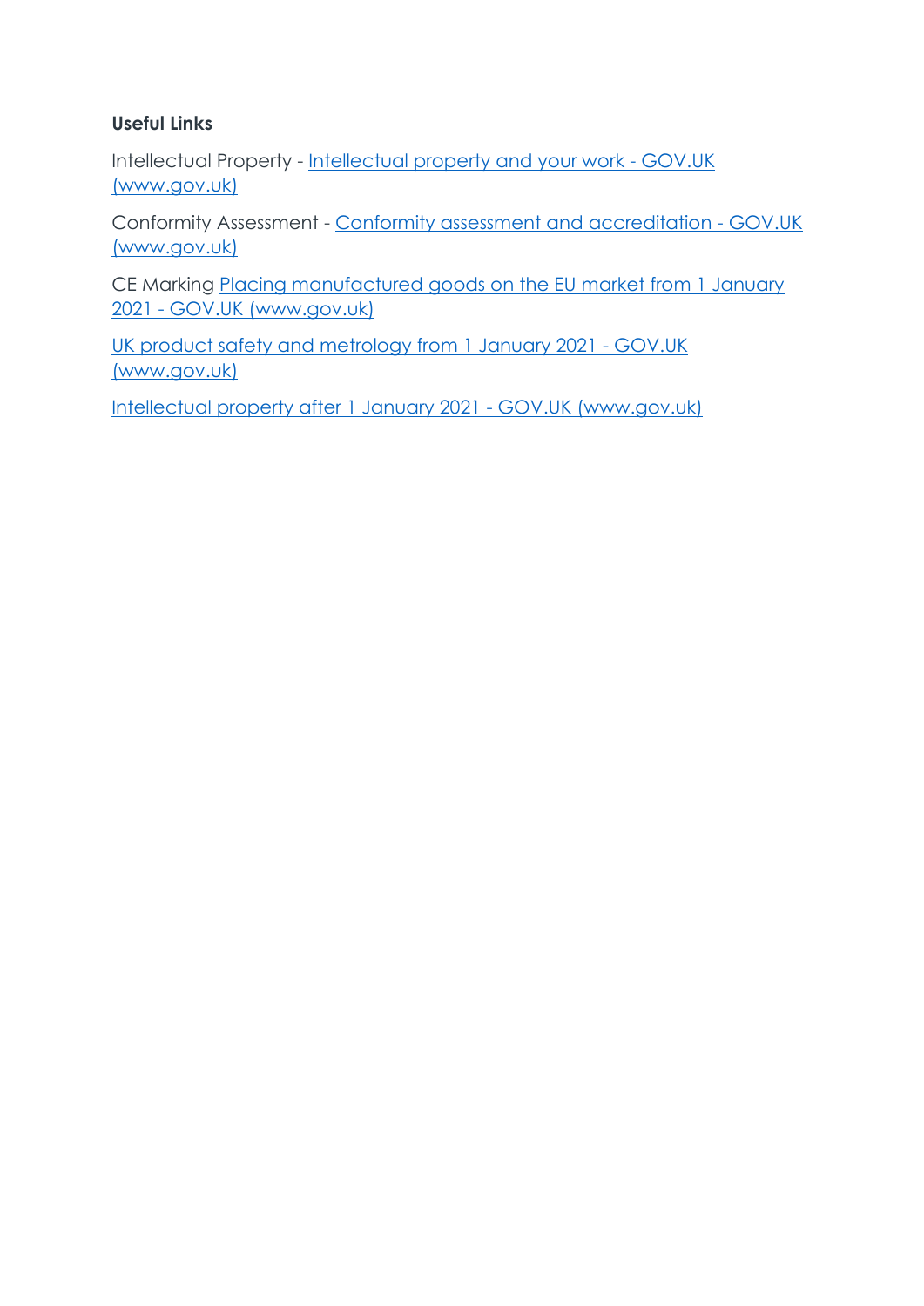**Useful Links**

Intellectual Property - Intellectual property and your work - GOV.UK (www.gov.uk)

Conformity Assessment - Conformity assessment and accreditation - GOV.UK (www.gov.uk)

CE Marking Placing manufactured goods on the EU market from 1 January 2021 - GOV.UK (www.gov.uk)

UK product safety and metrology from 1 January 2021 - GOV.UK (www.gov.uk)

Intellectual property after 1 January 2021 - GOV.UK (www.gov.uk)